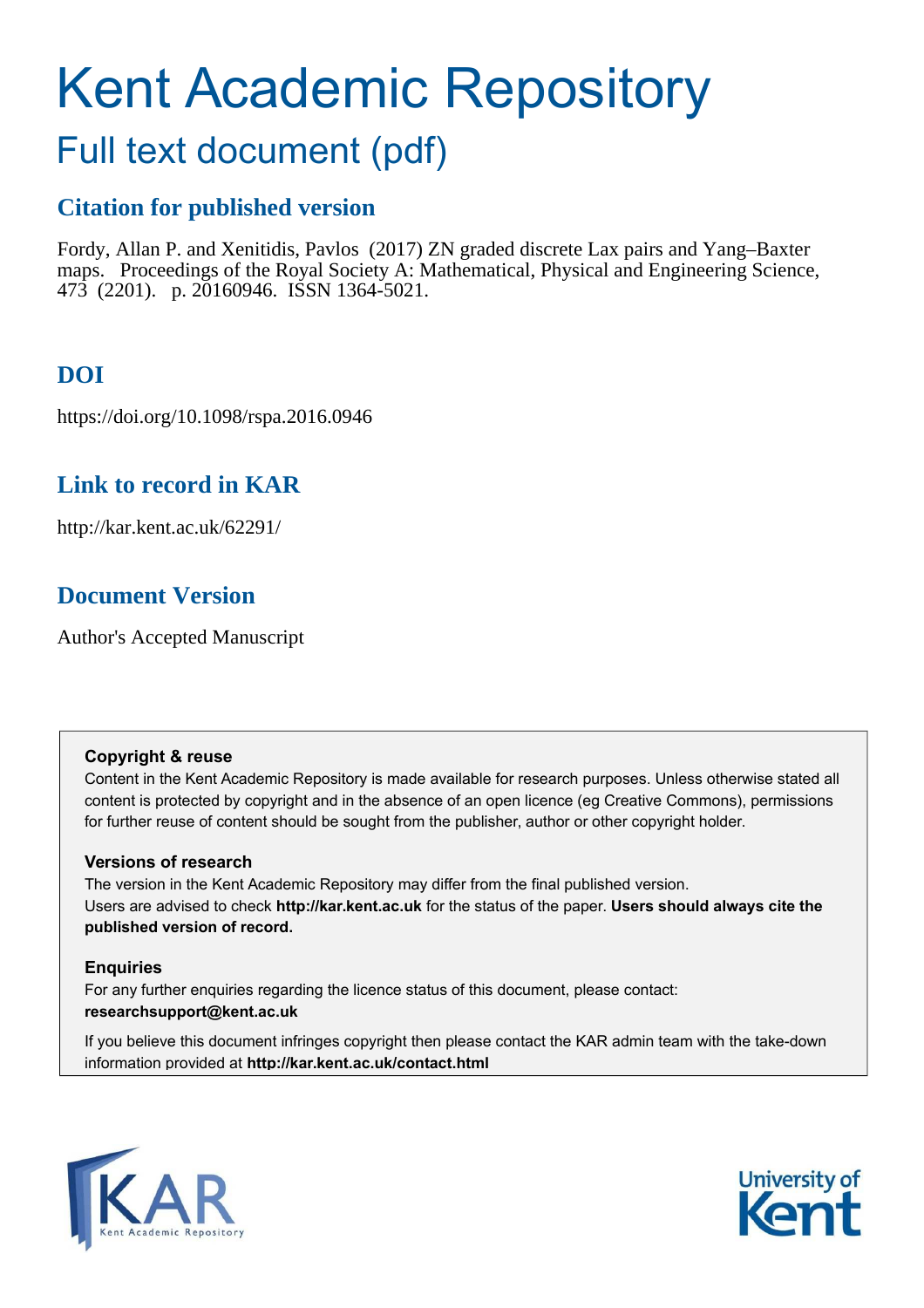# Kent Academic Repository

## Full text document (pdf)

### Citation for published version

Fordy, Allan P. and Xenitidis, Pavlos (2017) ZN graded discrete Lax pairs and Yang–Baxter maps. Proceedings of the Royal Society A: Mathematical, Physical and Engineering Science, 473 (2201). p. 20160946. ISSN 1364-5021.

### DOI

https://doi.org/10.1098/rspa.2016.0946

### Link to record in KAR

http://kar.kent.ac.uk/62291/

### Document Version

Author's Accepted Manuscript

**Copyright & reuse**

Content in the Kent Academic Repository is made available for research purposes. Unless otherwise stated all content is protected by copyright and in the absence of an open licence (eg Creative Commons), permissions for further reuse of content should be sought from the publisher, author or other copyright holder.

**Versions of research**

The version in the Kent Academic Repository may differ from the final published version. Users are advised to check **http://kar.kent.ac.uk** for the status of the paper. **Users should always cite the published version of record.**

**Enquiries**

For any further enquiries regarding the licence status of this document, please contact: **researchsupport@kent.ac.uk**

If you believe this document infringes copyright then please contact the KAR admin team with the take-down information provided at **http://kar.kent.ac.uk/contact.html**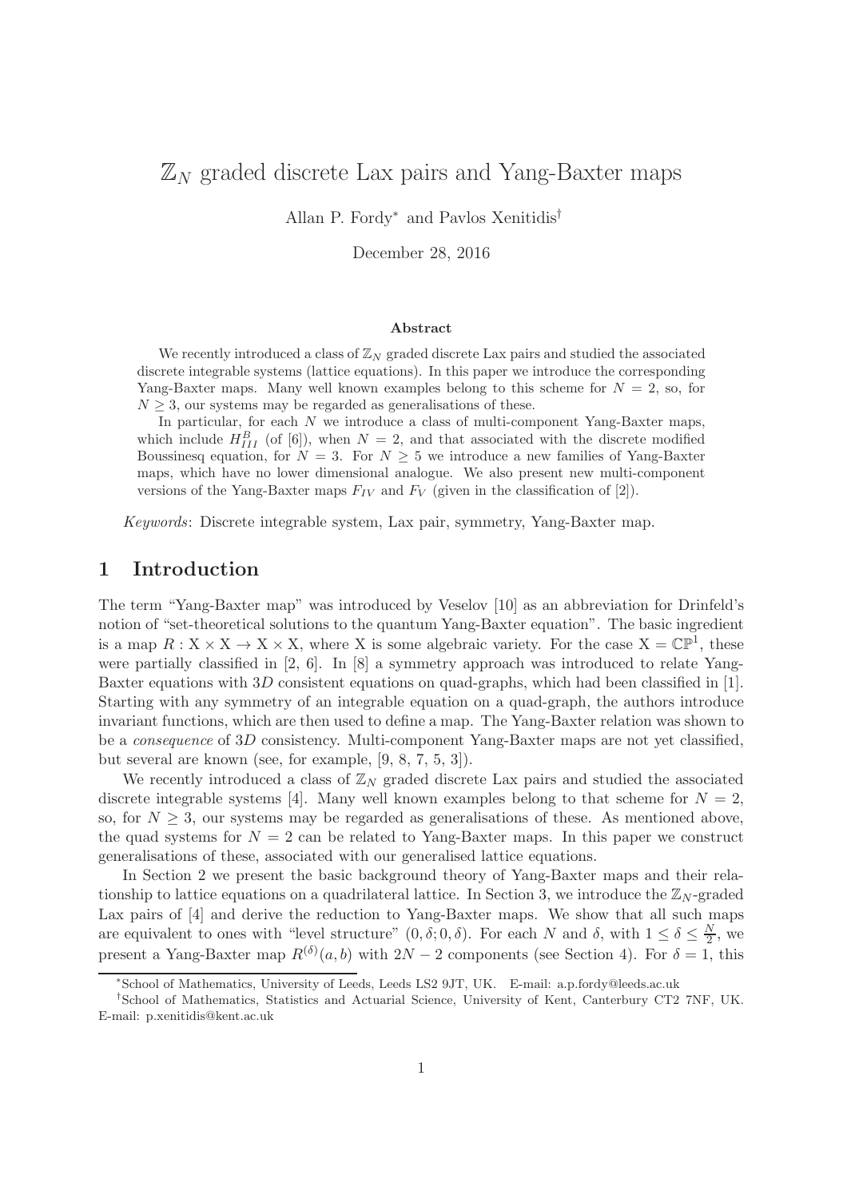# $\mathbb{Z}_N$ graded discrete Lax pairs and Yang-Baxter maps

Allan P. Fordy[*] and Pavlos Xenitidis[†]

December 28, 2016

**Abstract**

We recently introduced a class of $\mathbb{Z}_N$ graded discrete Lax pairs and studied the associated discrete integrable systems (lattice equations). In this paper we introduce the corresponding Yang-Baxter maps. Many well known examples belong to this scheme for $N = 2$, so, for $N \geq 3$, our systems may be regarded as generalisations of these.

In particular, for each $N$ we introduce a class of multi-component Yang-Baxter maps, which include $H_{III}^B$ (of [6]), when $N = 2$, and that associated with the discrete modified Boussinesq equation, for $N = 3$. For $N \geq 5$ we introduce a new families of Yang-Baxter maps, which have no lower dimensional analogue. We also present new multi-component versions of the Yang-Baxter maps $F_{IV}$ and $F_V$ (given in the classification of [2]).

*Keywords*: Discrete integrable system, Lax pair, symmetry, Yang-Baxter map.

## 1 Introduction

The term "Yang-Baxter map" was introduced by Veselov [10] as an abbreviation for Drinfeld's notion of "set-theoretical solutions to the quantum Yang-Baxter equation". The basic ingredient is a map $R : \mathrm{X} \times \mathrm{X} \to \mathrm{X} \times \mathrm{X}$, where X is some algebraic variety. For the case $\mathrm{X} = \mathbb{CP}^1$, these were partially classified in [2, 6]. In [8] a symmetry approach was introduced to relate Yang-Baxter equations with $3D$ consistent equations on quad-graphs, which had been classified in [1]. Starting with any symmetry of an integrable equation on a quad-graph, the authors introduce invariant functions, which are then used to define a map. The Yang-Baxter relation was shown to be a *consequence* of $3D$ consistency. Multi-component Yang-Baxter maps are not yet classified, but several are known (see, for example, [9, 8, 7, 5, 3]).

We recently introduced a class of $\mathbb{Z}_N$ graded discrete Lax pairs and studied the associated discrete integrable systems [4]. Many well known examples belong to that scheme for $N = 2$, so, for $N \geq 3$, our systems may be regarded as generalisations of these. As mentioned above, the quad systems for $N = 2$ can be related to Yang-Baxter maps. In this paper we construct generalisations of these, associated with our generalised lattice equations.

In Section 2 we present the basic background theory of Yang-Baxter maps and their relationship to lattice equations on a quadrilateral lattice. In Section 3, we introduce the $\mathbb{Z}_N$-graded Lax pairs of [4] and derive the reduction to Yang-Baxter maps. We show that all such maps are equivalent to ones with "level structure" $(0, \delta; 0, \delta)$. For each $N$ and $\delta$, with $1 \leq \delta \leq \frac{N}{2}$, we present a Yang-Baxter map $R^{(\delta)}(a, b)$ with $2N - 2$ components (see Section 4). For $\delta = 1$, this

[*] School of Mathematics, University of Leeds, Leeds LS2 9JT, UK. E-mail: a.p.fordy@leeds.ac.uk

[†] School of Mathematics, Statistics and Actuarial Science, University of Kent, Canterbury CT2 7NF, UK. E-mail: p.xenitidis@kent.ac.uk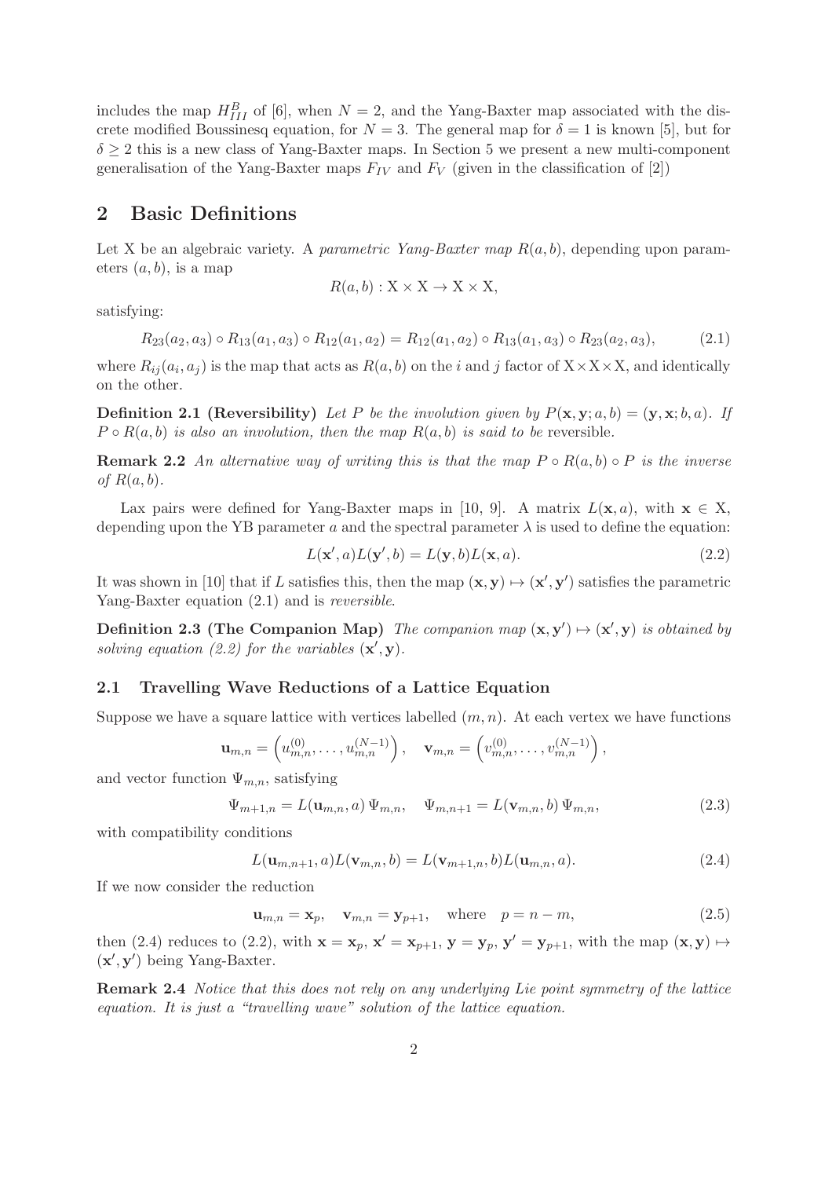includes the map $H_{III}^B$ of [6], when $N = 2$, and the Yang-Baxter map associated with the discrete modified Boussinesq equation, for $N = 3$. The general map for $\delta = 1$ is known [5], but for $\delta \geq 2$ this is a new class of Yang-Baxter maps. In Section 5 we present a new multi-component generalisation of the Yang-Baxter maps $F_{IV}$ and $F_V$ (given in the classification of [2])

## 2 Basic Definitions

Let X be an algebraic variety. A *parametric Yang-Baxter map* $R(a, b)$, depending upon parameters $(a, b)$, is a map

$$R(a, b) : \mathrm{X} \times \mathrm{X} \to \mathrm{X} \times \mathrm{X},$$

satisfying:

$$R_{23}(a_2, a_3) \circ R_{13}(a_1, a_3) \circ R_{12}(a_1, a_2) = R_{12}(a_1, a_2) \circ R_{13}(a_1, a_3) \circ R_{23}(a_2, a_3), \tag{2.1}$$

where $R_{ij}(a_i, a_j)$ is the map that acts as $R(a, b)$ on the $i$ and $j$ factor of $\mathrm{X}\times\mathrm{X}\times\mathrm{X}$, and identically on the other.

**Definition 2.1 (Reversibility)** *Let $P$ be the involution given by $P(\mathbf{x}, \mathbf{y}; a, b) = (\mathbf{y}, \mathbf{x}; b, a)$. If $P \circ R(a, b)$ is also an involution, then the map $R(a, b)$ is said to be* reversible.

**Remark 2.2** *An alternative way of writing this is that the map $P \circ R(a, b) \circ P$ is the inverse of $R(a, b)$.*

Lax pairs were defined for Yang-Baxter maps in [10, 9]. A matrix $L(\mathbf{x}, a)$, with $\mathbf{x} \in \mathrm{X}$, depending upon the YB parameter $a$ and the spectral parameter $\lambda$ is used to define the equation:

$$L(\mathbf{x}', a)L(\mathbf{y}', b) = L(\mathbf{y}, b)L(\mathbf{x}, a). \tag{2.2}$$

It was shown in [10] that if $L$ satisfies this, then the map $(\mathbf{x}, \mathbf{y}) \mapsto (\mathbf{x}', \mathbf{y}')$ satisfies the parametric Yang-Baxter equation (2.1) and is *reversible*.

**Definition 2.3 (The Companion Map)** *The companion map $(\mathbf{x}, \mathbf{y}') \mapsto (\mathbf{x}', \mathbf{y})$ is obtained by solving equation (2.2) for the variables $(\mathbf{x}', \mathbf{y})$.*

### 2.1 Travelling Wave Reductions of a Lattice Equation

Suppose we have a square lattice with vertices labelled $(m, n)$. At each vertex we have functions

$$\mathbf{u}_{m,n} = \left(u_{m,n}^{(0)}, \ldots, u_{m,n}^{(N-1)}\right), \quad \mathbf{v}_{m,n} = \left(v_{m,n}^{(0)}, \ldots, v_{m,n}^{(N-1)}\right),$$

and vector function $\Psi_{m,n}$, satisfying

$$\Psi_{m+1,n} = L(\mathbf{u}_{m,n}, a)\, \Psi_{m,n}, \quad \Psi_{m,n+1} = L(\mathbf{v}_{m,n}, b)\, \Psi_{m,n}, \tag{2.3}$$

with compatibility conditions

$$L(\mathbf{u}_{m,n+1}, a)L(\mathbf{v}_{m,n}, b) = L(\mathbf{v}_{m+1,n}, b)L(\mathbf{u}_{m,n}, a). \tag{2.4}$$

If we now consider the reduction

$$\mathbf{u}_{m,n} = \mathbf{x}_p, \quad \mathbf{v}_{m,n} = \mathbf{y}_{p+1}, \quad \text{where} \quad p = n - m, \tag{2.5}$$

then (2.4) reduces to (2.2), with $\mathbf{x} = \mathbf{x}_p$, $\mathbf{x}' = \mathbf{x}_{p+1}$, $\mathbf{y} = \mathbf{y}_p$, $\mathbf{y}' = \mathbf{y}_{p+1}$, with the map $(\mathbf{x}, \mathbf{y}) \mapsto (\mathbf{x}', \mathbf{y}')$ being Yang-Baxter.

**Remark 2.4** *Notice that this does not rely on any underlying Lie point symmetry of the lattice equation. It is just a "travelling wave" solution of the lattice equation.*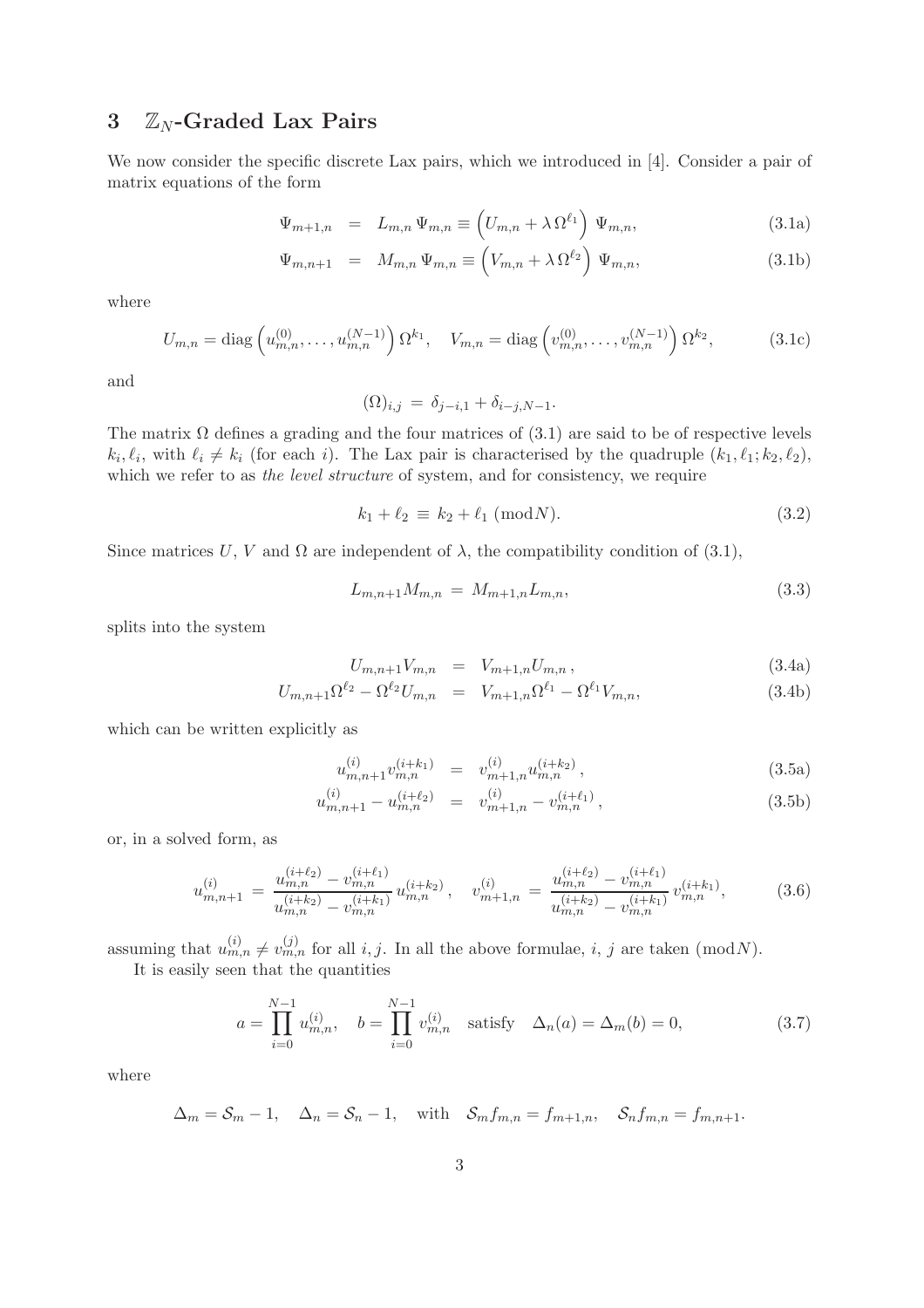## 3 $\mathbb{Z}_N$-Graded Lax Pairs

We now consider the specific discrete Lax pairs, which we introduced in [4]. Consider a pair of matrix equations of the form

$$
\Psi_{m+1,n} = L_{m,n}\,\Psi_{m,n} \equiv \left(U_{m,n} + \lambda\,\Omega^{\ell_1}\right)\,\Psi_{m,n}, \tag{3.1a}
$$

$$
\Psi_{m,n+1} = M_{m,n}\,\Psi_{m,n} \equiv \left(V_{m,n} + \lambda\,\Omega^{\ell_2}\right)\,\Psi_{m,n}, \tag{3.1b}
$$

where

$$
U_{m,n} = \operatorname{diag}\left(u_{m,n}^{(0)}, \ldots, u_{m,n}^{(N-1)}\right)\Omega^{k_1}, \quad V_{m,n} = \operatorname{diag}\left(v_{m,n}^{(0)}, \ldots, v_{m,n}^{(N-1)}\right)\Omega^{k_2}, \tag{3.1c}
$$

and

$$
(\Omega)_{i,j} = \delta_{j-i,1} + \delta_{i-j,N-1}.
$$

The matrix $\Omega$ defines a grading and the four matrices of (3.1) are said to be of respective levels $k_i, \ell_i$, with $\ell_i \neq k_i$ (for each $i$). The Lax pair is characterised by the quadruple $(k_1, \ell_1; k_2, \ell_2)$, which we refer to as *the level structure* of system, and for consistency, we require

$$
k_1 + \ell_2 \equiv k_2 + \ell_1 \ (\mathrm{mod} N). \tag{3.2}
$$

Since matrices $U$, $V$ and $\Omega$ are independent of $\lambda$, the compatibility condition of (3.1),

$$
L_{m,n+1} M_{m,n} = M_{m+1,n} L_{m,n}, \tag{3.3}
$$

splits into the system

$$
U_{m,n+1} V_{m,n} = V_{m+1,n} U_{m,n}\,, \tag{3.4a}
$$

$$
U_{m,n+1}\Omega^{\ell_2} - \Omega^{\ell_2} U_{m,n} = V_{m+1,n}\Omega^{\ell_1} - \Omega^{\ell_1} V_{m,n}, \tag{3.4b}
$$

which can be written explicitly as

$$
u_{m,n+1}^{(i)} v_{m,n}^{(i+k_1)} = v_{m+1,n}^{(i)} u_{m,n}^{(i+k_2)}\,, \tag{3.5a}
$$

$$
u_{m,n+1}^{(i)} - u_{m,n}^{(i+\ell_2)} = v_{m+1,n}^{(i)} - v_{m,n}^{(i+\ell_1)}\,, \tag{3.5b}
$$

or, in a solved form, as

$$
u_{m,n+1}^{(i)} = \frac{u_{m,n}^{(i+\ell_2)} - v_{m,n}^{(i+\ell_1)}}{u_{m,n}^{(i+k_2)} - v_{m,n}^{(i+k_1)}}\, u_{m,n}^{(i+k_2)}\,, \quad v_{m+1,n}^{(i)} = \frac{u_{m,n}^{(i+\ell_2)} - v_{m,n}^{(i+\ell_1)}}{u_{m,n}^{(i+k_2)} - v_{m,n}^{(i+k_1)}}\, v_{m,n}^{(i+k_1)}, \tag{3.6}
$$

assuming that $u_{m,n}^{(i)} \neq v_{m,n}^{(j)}$ for all $i, j$. In all the above formulae, $i$, $j$ are taken $(\mathrm{mod} N)$.

It is easily seen that the quantities

$$
a = \prod_{i=0}^{N-1} u_{m,n}^{(i)}, \quad b = \prod_{i=0}^{N-1} v_{m,n}^{(i)} \quad \text{satisfy} \quad \Delta_n(a) = \Delta_m(b) = 0, \tag{3.7}
$$

where

$$
\Delta_m = \mathcal{S}_m - 1, \quad \Delta_n = \mathcal{S}_n - 1, \quad \text{with} \quad \mathcal{S}_m f_{m,n} = f_{m+1,n}, \quad \mathcal{S}_n f_{m,n} = f_{m,n+1}.
$$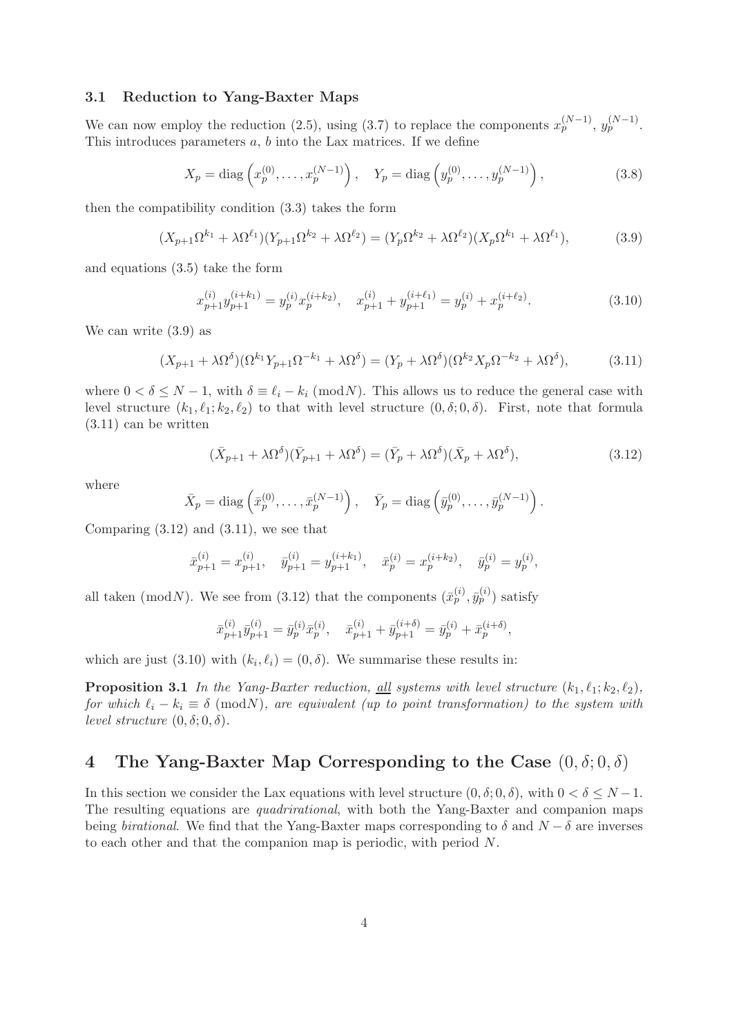### 3.1 Reduction to Yang-Baxter Maps

We can now employ the reduction (2.5), using (3.7) to replace the components $x_p^{(N-1)}$, $y_p^{(N-1)}$. This introduces parameters $a$, $b$ into the Lax matrices. If we define

$$X_p = \text{diag}\left(x_p^{(0)}, \ldots, x_p^{(N-1)}\right), \quad Y_p = \text{diag}\left(y_p^{(0)}, \ldots, y_p^{(N-1)}\right), \tag{3.8}$$

then the compatibility condition (3.3) takes the form

$$(X_{p+1}\Omega^{k_1} + \lambda\Omega^{\ell_1})(Y_{p+1}\Omega^{k_2} + \lambda\Omega^{\ell_2}) = (Y_p\Omega^{k_2} + \lambda\Omega^{\ell_2})(X_p\Omega^{k_1} + \lambda\Omega^{\ell_1}), \tag{3.9}$$

and equations (3.5) take the form

$$x_{p+1}^{(i)} y_{p+1}^{(i+k_1)} = y_p^{(i)} x_p^{(i+k_2)}, \quad x_{p+1}^{(i)} + y_{p+1}^{(i+\ell_1)} = y_p^{(i)} + x_p^{(i+\ell_2)}. \tag{3.10}$$

We can write (3.9) as

$$(X_{p+1} + \lambda\Omega^{\delta})(\Omega^{k_1} Y_{p+1}\Omega^{-k_1} + \lambda\Omega^{\delta}) = (Y_p + \lambda\Omega^{\delta})(\Omega^{k_2} X_p \Omega^{-k_2} + \lambda\Omega^{\delta}), \tag{3.11}$$

where $0 < \delta \leq N-1$, with $\delta \equiv \ell_i - k_i \ (\text{mod}N)$. This allows us to reduce the general case with level structure $(k_1, \ell_1; k_2, \ell_2)$ to that with level structure $(0, \delta; 0, \delta)$. First, note that formula (3.11) can be written

$$(\bar{X}_{p+1} + \lambda\Omega^{\delta})(\bar{Y}_{p+1} + \lambda\Omega^{\delta}) = (\bar{Y}_p + \lambda\Omega^{\delta})(\bar{X}_p + \lambda\Omega^{\delta}), \tag{3.12}$$

where

$$\bar{X}_p = \text{diag}\left(\bar{x}_p^{(0)}, \ldots, \bar{x}_p^{(N-1)}\right), \quad \bar{Y}_p = \text{diag}\left(\bar{y}_p^{(0)}, \ldots, \bar{y}_p^{(N-1)}\right).$$

Comparing (3.12) and (3.11), we see that

$$\bar{x}_{p+1}^{(i)} = x_{p+1}^{(i)}, \quad \bar{y}_{p+1}^{(i)} = y_{p+1}^{(i+k_1)}, \quad \bar{x}_p^{(i)} = x_p^{(i+k_2)}, \quad \bar{y}_p^{(i)} = y_p^{(i)},$$

all taken $(\text{mod}N)$. We see from (3.12) that the components $(\bar{x}_p^{(i)}, \bar{y}_p^{(i)})$ satisfy

$$\bar{x}_{p+1}^{(i)} \bar{y}_{p+1}^{(i)} = \bar{y}_p^{(i)} \bar{x}_p^{(i)}, \quad \bar{x}_{p+1}^{(i)} + \bar{y}_{p+1}^{(i+\delta)} = \bar{y}_p^{(i)} + \bar{x}_p^{(i+\delta)},$$

which are just (3.10) with $(k_i, \ell_i) = (0, \delta)$. We summarise these results in:

**Proposition 3.1** *In the Yang-Baxter reduction, all systems with level structure $(k_1, \ell_1; k_2, \ell_2)$, for which $\ell_i - k_i \equiv \delta \ (\text{mod}N)$, are equivalent (up to point transformation) to the system with level structure $(0, \delta; 0, \delta)$.*

## 4 The Yang-Baxter Map Corresponding to the Case $(0, \delta; 0, \delta)$

In this section we consider the Lax equations with level structure $(0, \delta; 0, \delta)$, with $0 < \delta \leq N-1$. The resulting equations are *quadrirational*, with both the Yang-Baxter and companion maps being *birational*. We find that the Yang-Baxter maps corresponding to $\delta$ and $N - \delta$ are inverses to each other and that the companion map is periodic, with period $N$.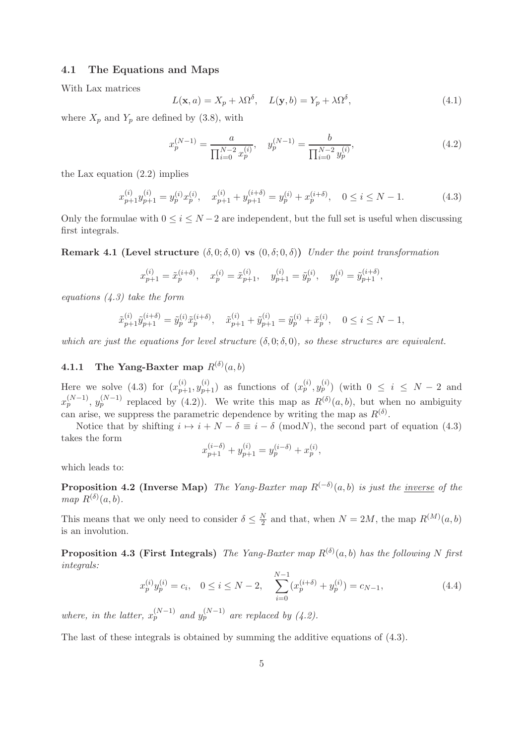### 4.1 The Equations and Maps

With Lax matrices

$$L(\mathbf{x}, a) = X_p + \lambda \Omega^\delta, \quad L(\mathbf{y}, b) = Y_p + \lambda \Omega^\delta, \tag{4.1}$$

where $X_p$ and $Y_p$ are defined by (3.8), with

$$x_p^{(N-1)} = \frac{a}{\prod_{i=0}^{N-2} x_p^{(i)}}, \quad y_p^{(N-1)} = \frac{b}{\prod_{i=0}^{N-2} y_p^{(i)}}, \tag{4.2}$$

the Lax equation (2.2) implies

$$x_{p+1}^{(i)} y_{p+1}^{(i)} = y_p^{(i)} x_p^{(i)}, \quad x_{p+1}^{(i)} + y_{p+1}^{(i+\delta)} = y_p^{(i)} + x_p^{(i+\delta)}, \quad 0 \le i \le N-1. \tag{4.3}$$

Only the formulae with $0 \le i \le N-2$ are independent, but the full set is useful when discussing first integrals.

**Remark 4.1 (Level structure $(\delta, 0; \delta, 0)$ vs $(0, \delta; 0, \delta)$)** *Under the point transformation*

$$x_{p+1}^{(i)} = \tilde{x}_p^{(i+\delta)}, \quad x_p^{(i)} = \tilde{x}_{p+1}^{(i)}, \quad y_{p+1}^{(i)} = \tilde{y}_p^{(i)}, \quad y_p^{(i)} = \tilde{y}_{p+1}^{(i+\delta)},$$

*equations (4.3) take the form*

$$\tilde{x}_{p+1}^{(i)} \tilde{y}_{p+1}^{(i+\delta)} = \tilde{y}_p^{(i)} \tilde{x}_p^{(i+\delta)}, \quad \tilde{x}_{p+1}^{(i)} + \tilde{y}_{p+1}^{(i)} = \tilde{y}_p^{(i)} + \tilde{x}_p^{(i)}, \quad 0 \le i \le N-1,$$

*which are just the equations for level structure $(\delta, 0; \delta, 0)$, so these structures are equivalent.*

#### 4.1.1 The Yang-Baxter map $R^{(\delta)}(a, b)$

Here we solve (4.3) for $(x_{p+1}^{(i)}, y_{p+1}^{(i)})$ as functions of $(x_p^{(i)}, y_p^{(i)})$ (with $0 \le i \le N-2$ and $x_p^{(N-1)}$, $y_p^{(N-1)}$ replaced by (4.2)). We write this map as $R^{(\delta)}(a, b)$, but when no ambiguity can arise, we suppress the parametric dependence by writing the map as $R^{(\delta)}$.

Notice that by shifting $i \mapsto i + N - \delta \equiv i - \delta \pmod{N}$, the second part of equation (4.3) takes the form

$$x_{p+1}^{(i-\delta)} + y_{p+1}^{(i)} = y_p^{(i-\delta)} + x_p^{(i)},$$

which leads to:

**Proposition 4.2 (Inverse Map)** *The Yang-Baxter map $R^{(-\delta)}(a, b)$ is just the* <u>inverse</u> *of the map $R^{(\delta)}(a, b)$.*

This means that we only need to consider $\delta \le \frac{N}{2}$ and that, when $N = 2M$, the map $R^{(M)}(a, b)$ is an involution.

**Proposition 4.3 (First Integrals)** *The Yang-Baxter map $R^{(\delta)}(a, b)$ has the following $N$ first integrals:*

$$x_p^{(i)} y_p^{(i)} = c_i, \quad 0 \le i \le N-2, \quad \sum_{i=0}^{N-1} (x_p^{(i+\delta)} + y_p^{(i)}) = c_{N-1}, \tag{4.4}$$

*where, in the latter, $x_p^{(N-1)}$ and $y_p^{(N-1)}$ are replaced by (4.2).*

The last of these integrals is obtained by summing the additive equations of (4.3).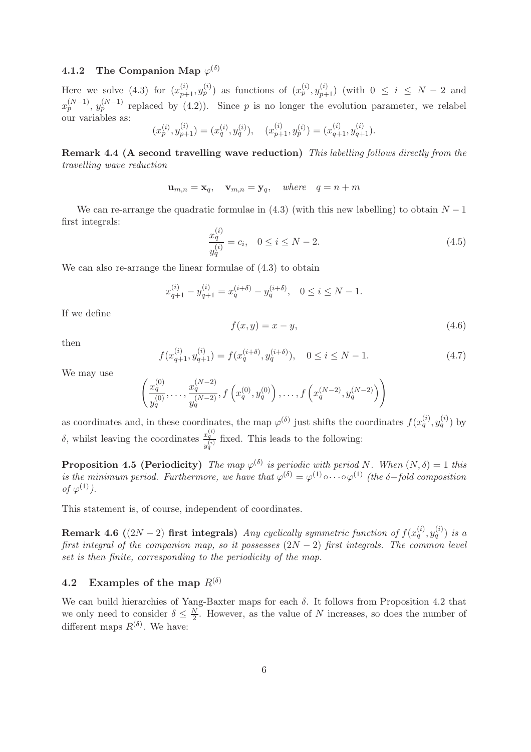### 4.1.2 The Companion Map $\varphi^{(\delta)}$

Here we solve (4.3) for $(x_{p+1}^{(i)}, y_p^{(i)})$ as functions of $(x_p^{(i)}, y_{p+1}^{(i)})$ (with $0 \leq i \leq N-2$ and $x_p^{(N-1)}$, $y_p^{(N-1)}$ replaced by (4.2)). Since $p$ is no longer the evolution parameter, we relabel our variables as:

$$(x_p^{(i)}, y_{p+1}^{(i)}) = (x_q^{(i)}, y_q^{(i)}), \quad (x_{p+1}^{(i)}, y_p^{(i)}) = (x_{q+1}^{(i)}, y_{q+1}^{(i)}).$$

**Remark 4.4 (A second travelling wave reduction)** *This labelling follows directly from the travelling wave reduction*

$$\mathbf{u}_{m,n} = \mathbf{x}_q, \quad \mathbf{v}_{m,n} = \mathbf{y}_q, \quad \textit{where} \quad q = n + m$$

We can re-arrange the quadratic formulae in (4.3) (with this new labelling) to obtain $N-1$ first integrals:

$$\frac{x_q^{(i)}}{y_q^{(i)}} = c_i, \quad 0 \leq i \leq N-2. \tag{4.5}$$

We can also re-arrange the linear formulae of (4.3) to obtain

$$x_{q+1}^{(i)} - y_{q+1}^{(i)} = x_q^{(i+\delta)} - y_q^{(i+\delta)}, \quad 0 \leq i \leq N-1.$$

If we define

$$f(x, y) = x - y, \tag{4.6}$$

then

$$f(x_{q+1}^{(i)}, y_{q+1}^{(i)}) = f(x_q^{(i+\delta)}, y_q^{(i+\delta)}), \quad 0 \leq i \leq N-1. \tag{4.7}$$

We may use

$$\left(\frac{x_q^{(0)}}{y_q^{(0)}}, \ldots, \frac{x_q^{(N-2)}}{y_q^{(N-2)}}, f\left(x_q^{(0)}, y_q^{(0)}\right), \ldots, f\left(x_q^{(N-2)}, y_q^{(N-2)}\right)\right)$$

as coordinates and, in these coordinates, the map $\varphi^{(\delta)}$ just shifts the coordinates $f(x_q^{(i)}, y_q^{(i)})$ by $\delta$, whilst leaving the coordinates $\frac{x_q^{(i)}}{y_q^{(i)}}$ fixed. This leads to the following:

**Proposition 4.5 (Periodicity)** *The map $\varphi^{(\delta)}$ is periodic with period $N$. When $(N, \delta) = 1$ this is the minimum period. Furthermore, we have that $\varphi^{(\delta)} = \varphi^{(1)} \circ \cdots \circ \varphi^{(1)}$ (the $\delta$−fold composition of $\varphi^{(1)}$).*

This statement is, of course, independent of coordinates.

**Remark 4.6 ($(2N-2)$ first integrals)** *Any cyclically symmetric function of $f(x_q^{(i)}, y_q^{(i)})$ is a first integral of the companion map, so it possesses $(2N-2)$ first integrals. The common level set is then finite, corresponding to the periodicity of the map.*

## 4.2 Examples of the map $R^{(\delta)}$

We can build hierarchies of Yang-Baxter maps for each $\delta$. It follows from Proposition 4.2 that we only need to consider $\delta \leq \frac{N}{2}$. However, as the value of $N$ increases, so does the number of different maps $R^{(\delta)}$. We have: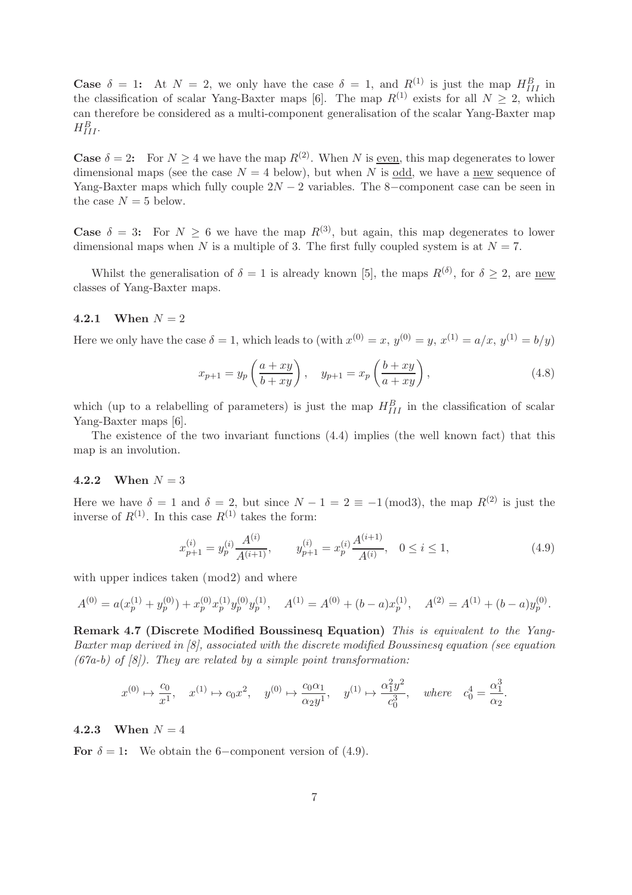**Case $\delta = 1$:** At $N = 2$, we only have the case $\delta = 1$, and $R^{(1)}$ is just the map $H_{III}^B$ in the classification of scalar Yang-Baxter maps [6]. The map $R^{(1)}$ exists for all $N \geq 2$, which can therefore be considered as a multi-component generalisation of the scalar Yang-Baxter map $H_{III}^B$.

**Case $\delta = 2$:** For $N \geq 4$ we have the map $R^{(2)}$. When $N$ is <u>even</u>, this map degenerates to lower dimensional maps (see the case $N = 4$ below), but when $N$ is <u>odd</u>, we have a <u>new</u> sequence of Yang-Baxter maps which fully couple $2N - 2$ variables. The 8−component case can be seen in the case $N = 5$ below.

**Case $\delta = 3$:** For $N \geq 6$ we have the map $R^{(3)}$, but again, this map degenerates to lower dimensional maps when $N$ is a multiple of 3. The first fully coupled system is at $N = 7$.

Whilst the generalisation of $\delta = 1$ is already known [5], the maps $R^{(\delta)}$, for $\delta \geq 2$, are <u>new</u> classes of Yang-Baxter maps.

### 4.2.1 When $N = 2$

Here we only have the case $\delta = 1$, which leads to (with $x^{(0)} = x$, $y^{(0)} = y$, $x^{(1)} = a/x$, $y^{(1)} = b/y$)

$$x_{p+1} = y_p \left( \frac{a + xy}{b + xy} \right), \quad y_{p+1} = x_p \left( \frac{b + xy}{a + xy} \right), \tag{4.8}$$

which (up to a relabelling of parameters) is just the map $H_{III}^B$ in the classification of scalar Yang-Baxter maps [6].

The existence of the two invariant functions (4.4) implies (the well known fact) that this map is an involution.

### 4.2.2 When $N = 3$

Here we have $\delta = 1$ and $\delta = 2$, but since $N - 1 = 2 \equiv -1 \pmod 3$, the map $R^{(2)}$ is just the inverse of $R^{(1)}$. In this case $R^{(1)}$ takes the form:

$$x_{p+1}^{(i)} = y_p^{(i)} \frac{A^{(i)}}{A^{(i+1)}}, \qquad y_{p+1}^{(i)} = x_p^{(i)} \frac{A^{(i+1)}}{A^{(i)}}, \quad 0 \leq i \leq 1, \tag{4.9}$$

with upper indices taken $\pmod 2$ and where

$$A^{(0)} = a(x_p^{(1)} + y_p^{(0)}) + x_p^{(0)} x_p^{(1)} y_p^{(0)} y_p^{(1)}, \quad A^{(1)} = A^{(0)} + (b - a) x_p^{(1)}, \quad A^{(2)} = A^{(1)} + (b - a) y_p^{(0)}.$$

**Remark 4.7 (Discrete Modified Boussinesq Equation)** *This is equivalent to the Yang-Baxter map derived in [8], associated with the discrete modified Boussinesq equation (see equation (67a-b) of [8]). They are related by a simple point transformation:*

$$x^{(0)} \mapsto \frac{c_0}{x^1}, \quad x^{(1)} \mapsto c_0 x^2, \quad y^{(0)} \mapsto \frac{c_0 \alpha_1}{\alpha_2 y^1}, \quad y^{(1)} \mapsto \frac{\alpha_1^2 y^2}{c_0^3}, \quad \textit{where} \quad c_0^4 = \frac{\alpha_1^3}{\alpha_2}.$$

### 4.2.3 When $N = 4$

**For $\delta = 1$:** We obtain the 6−component version of (4.9).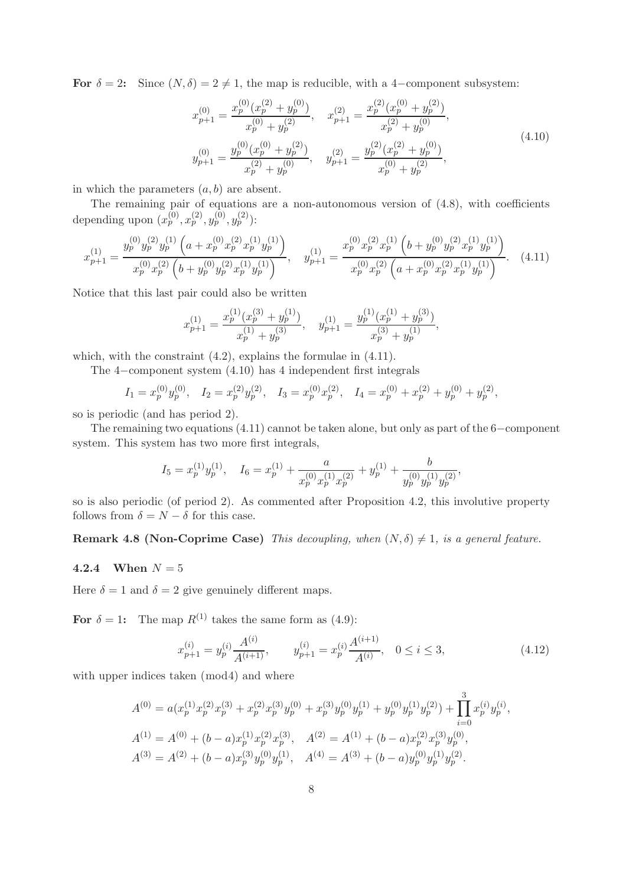**For $\delta = 2$:** Since $(N, \delta) = 2 \neq 1$, the map is reducible, with a 4−component subsystem:

$$
\begin{aligned}
x_{p+1}^{(0)} &= \frac{x_p^{(0)}(x_p^{(2)} + y_p^{(0)})}{x_p^{(0)} + y_p^{(2)}}, \quad x_{p+1}^{(2)} = \frac{x_p^{(2)}(x_p^{(0)} + y_p^{(2)})}{x_p^{(2)} + y_p^{(0)}}, \\
y_{p+1}^{(0)} &= \frac{y_p^{(0)}(x_p^{(0)} + y_p^{(2)})}{x_p^{(2)} + y_p^{(0)}}, \quad y_{p+1}^{(2)} = \frac{y_p^{(2)}(x_p^{(2)} + y_p^{(0)})}{x_p^{(0)} + y_p^{(2)}},
\end{aligned}
\tag{4.10}
$$

in which the parameters $(a, b)$ are absent.

The remaining pair of equations are a non-autonomous version of (4.8), with coefficients depending upon $(x_p^{(0)}, x_p^{(2)}, y_p^{(0)}, y_p^{(2)})$:

$$
x_{p+1}^{(1)} = \frac{y_p^{(0)} y_p^{(2)} y_p^{(1)} \left(a + x_p^{(0)} x_p^{(2)} x_p^{(1)} y_p^{(1)}\right)}{x_p^{(0)} x_p^{(2)} \left(b + y_p^{(0)} y_p^{(2)} x_p^{(1)} y_p^{(1)}\right)}, \quad y_{p+1}^{(1)} = \frac{x_p^{(0)} x_p^{(2)} x_p^{(1)} \left(b + y_p^{(0)} y_p^{(2)} x_p^{(1)} y_p^{(1)}\right)}{x_p^{(0)} x_p^{(2)} \left(a + x_p^{(0)} x_p^{(2)} x_p^{(1)} y_p^{(1)}\right)}. \tag{4.11}
$$

Notice that this last pair could also be written

$$
x_{p+1}^{(1)} = \frac{x_p^{(1)}(x_p^{(3)} + y_p^{(1)})}{x_p^{(1)} + y_p^{(3)}}, \quad y_{p+1}^{(1)} = \frac{y_p^{(1)}(x_p^{(1)} + y_p^{(3)})}{x_p^{(3)} + y_p^{(1)}},
$$

which, with the constraint (4.2), explains the formulae in (4.11).

The 4−component system (4.10) has 4 independent first integrals

$$
I_1 = x_p^{(0)} y_p^{(0)}, \quad I_2 = x_p^{(2)} y_p^{(2)}, \quad I_3 = x_p^{(0)} x_p^{(2)}, \quad I_4 = x_p^{(0)} + x_p^{(2)} + y_p^{(0)} + y_p^{(2)},
$$

so is periodic (and has period 2).

The remaining two equations (4.11) cannot be taken alone, but only as part of the 6−component system. This system has two more first integrals,

$$
I_5 = x_p^{(1)} y_p^{(1)}, \quad I_6 = x_p^{(1)} + \frac{a}{x_p^{(0)} x_p^{(1)} x_p^{(2)}} + y_p^{(1)} + \frac{b}{y_p^{(0)} y_p^{(1)} y_p^{(2)}},
$$

so is also periodic (of period 2). As commented after Proposition 4.2, this involutive property follows from $\delta = N - \delta$ for this case.

**Remark 4.8 (Non-Coprime Case)** *This decoupling, when $(N, \delta) \neq 1$, is a general feature.*

### 4.2.4 When $N = 5$

Here $\delta = 1$ and $\delta = 2$ give genuinely different maps.

**For $\delta = 1$:** The map $R^{(1)}$ takes the same form as (4.9):

$$
x_{p+1}^{(i)} = y_p^{(i)} \frac{A^{(i)}}{A^{(i+1)}}, \qquad y_{p+1}^{(i)} = x_p^{(i)} \frac{A^{(i+1)}}{A^{(i)}}, \quad 0 \le i \le 3, \tag{4.12}
$$

with upper indices taken (mod4) and where

$$
\begin{aligned}
A^{(0)} &= a(x_p^{(1)} x_p^{(2)} x_p^{(3)} + x_p^{(2)} x_p^{(3)} y_p^{(0)} + x_p^{(3)} y_p^{(0)} y_p^{(1)} + y_p^{(0)} y_p^{(1)} y_p^{(2)}) + \prod_{i=0}^{3} x_p^{(i)} y_p^{(i)}, \\
A^{(1)} &= A^{(0)} + (b - a) x_p^{(1)} x_p^{(2)} x_p^{(3)}, \quad A^{(2)} = A^{(1)} + (b - a) x_p^{(2)} x_p^{(3)} y_p^{(0)}, \\
A^{(3)} &= A^{(2)} + (b - a) x_p^{(3)} y_p^{(0)} y_p^{(1)}, \quad A^{(4)} = A^{(3)} + (b - a) y_p^{(0)} y_p^{(1)} y_p^{(2)}.
\end{aligned}
$$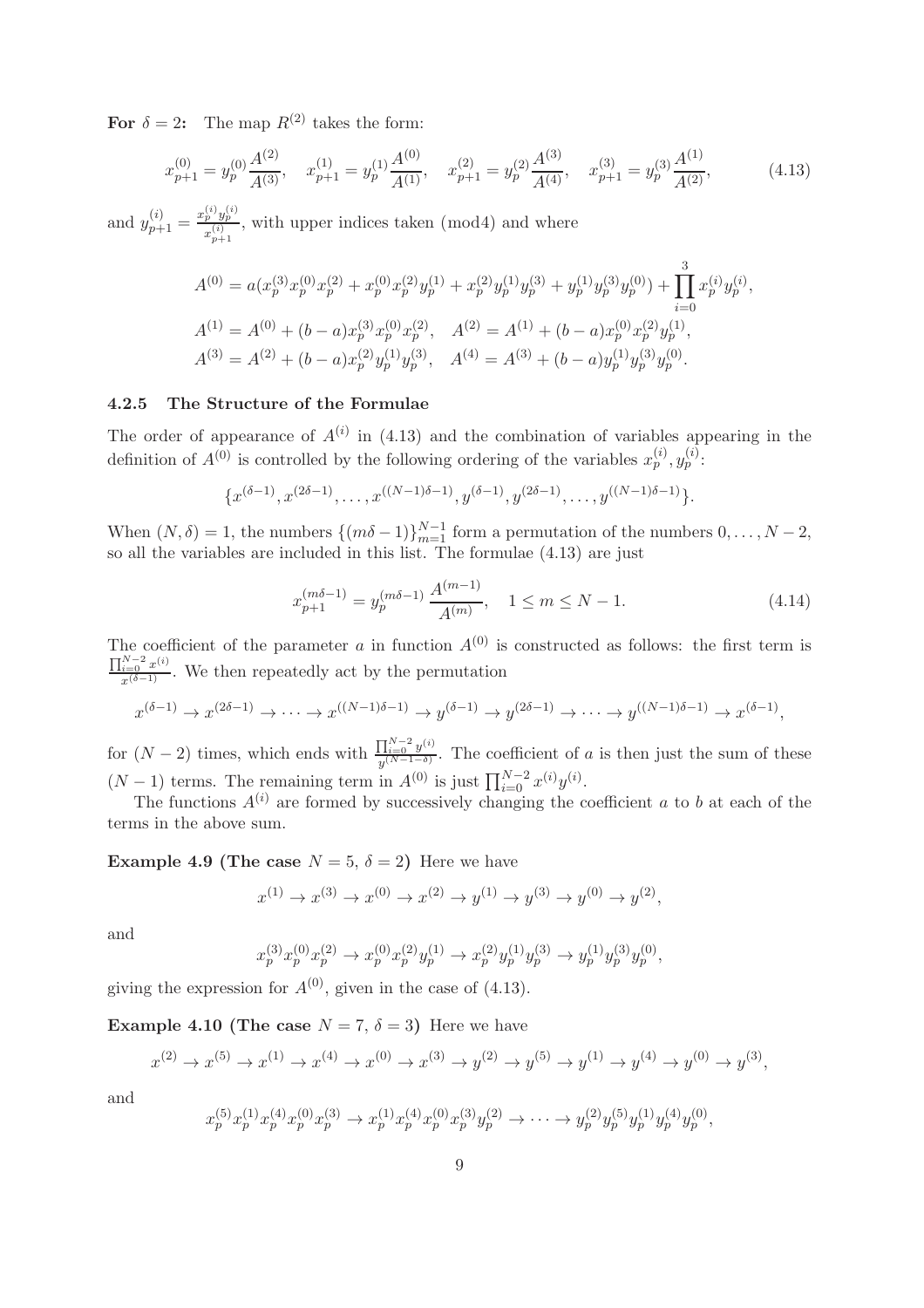**For** $\delta = 2$**:** The map $R^{(2)}$ takes the form:

$$x_{p+1}^{(0)} = y_p^{(0)} \frac{A^{(2)}}{A^{(3)}}, \quad x_{p+1}^{(1)} = y_p^{(1)} \frac{A^{(0)}}{A^{(1)}}, \quad x_{p+1}^{(2)} = y_p^{(2)} \frac{A^{(3)}}{A^{(4)}}, \quad x_{p+1}^{(3)} = y_p^{(3)} \frac{A^{(1)}}{A^{(2)}}, \tag{4.13}$$

and $y_{p+1}^{(i)} = \frac{x_p^{(i)} y_p^{(i)}}{x_{p+1}^{(i)}}$, with upper indices taken (mod4) and where

$$\begin{aligned}
A^{(0)} &= a(x_p^{(3)} x_p^{(0)} x_p^{(2)} + x_p^{(0)} x_p^{(2)} y_p^{(1)} + x_p^{(2)} y_p^{(1)} y_p^{(3)} + y_p^{(1)} y_p^{(3)} y_p^{(0)}) + \prod_{i=0}^{3} x_p^{(i)} y_p^{(i)}, \\
A^{(1)} &= A^{(0)} + (b-a) x_p^{(3)} x_p^{(0)} x_p^{(2)}, \quad A^{(2)} = A^{(1)} + (b-a) x_p^{(0)} x_p^{(2)} y_p^{(1)}, \\
A^{(3)} &= A^{(2)} + (b-a) x_p^{(2)} y_p^{(1)} y_p^{(3)}, \quad A^{(4)} = A^{(3)} + (b-a) y_p^{(1)} y_p^{(3)} y_p^{(0)}.
\end{aligned}$$

### 4.2.5 The Structure of the Formulae

The order of appearance of $A^{(i)}$ in (4.13) and the combination of variables appearing in the definition of $A^{(0)}$ is controlled by the following ordering of the variables $x_p^{(i)}, y_p^{(i)}$:

$$\{x^{(\delta-1)}, x^{(2\delta-1)}, \dots, x^{((N-1)\delta-1)}, y^{(\delta-1)}, y^{(2\delta-1)}, \dots, y^{((N-1)\delta-1)}\}.$$

When $(N, \delta) = 1$, the numbers $\{(m\delta - 1)\}_{m=1}^{N-1}$ form a permutation of the numbers $0, \dots, N-2$, so all the variables are included in this list. The formulae (4.13) are just

$$x_{p+1}^{(m\delta-1)} = y_p^{(m\delta-1)} \frac{A^{(m-1)}}{A^{(m)}}, \quad 1 \le m \le N-1. \tag{4.14}$$

The coefficient of the parameter $a$ in function $A^{(0)}$ is constructed as follows: the first term is $\frac{\prod_{i=0}^{N-2} x^{(i)}}{x^{(\delta-1)}}$. We then repeatedly act by the permutation

$$x^{(\delta-1)} \to x^{(2\delta-1)} \to \cdots \to x^{((N-1)\delta-1)} \to y^{(\delta-1)} \to y^{(2\delta-1)} \to \cdots \to y^{((N-1)\delta-1)} \to x^{(\delta-1)},$$

for $(N-2)$ times, which ends with $\frac{\prod_{i=0}^{N-2} y^{(i)}}{y^{(N-1-\delta)}}$. The coefficient of $a$ is then just the sum of these $(N-1)$ terms. The remaining term in $A^{(0)}$ is just $\prod_{i=0}^{N-2} x^{(i)} y^{(i)}$.

The functions $A^{(i)}$ are formed by successively changing the coefficient $a$ to $b$ at each of the terms in the above sum.

**Example 4.9 (The case** $N = 5$, $\delta = 2$**)** Here we have

$$x^{(1)} \to x^{(3)} \to x^{(0)} \to x^{(2)} \to y^{(1)} \to y^{(3)} \to y^{(0)} \to y^{(2)},$$

and

$$x_p^{(3)} x_p^{(0)} x_p^{(2)} \to x_p^{(0)} x_p^{(2)} y_p^{(1)} \to x_p^{(2)} y_p^{(1)} y_p^{(3)} \to y_p^{(1)} y_p^{(3)} y_p^{(0)},$$

giving the expression for $A^{(0)}$, given in the case of (4.13).

**Example 4.10 (The case** $N = 7$, $\delta = 3$**)** Here we have

$$x^{(2)} \to x^{(5)} \to x^{(1)} \to x^{(4)} \to x^{(0)} \to x^{(3)} \to y^{(2)} \to y^{(5)} \to y^{(1)} \to y^{(4)} \to y^{(0)} \to y^{(3)},$$

and

$$x_p^{(5)} x_p^{(1)} x_p^{(4)} x_p^{(0)} x_p^{(3)} \to x_p^{(1)} x_p^{(4)} x_p^{(0)} x_p^{(3)} y_p^{(2)} \to \cdots \to y_p^{(2)} y_p^{(5)} y_p^{(1)} y_p^{(4)} y_p^{(0)},$$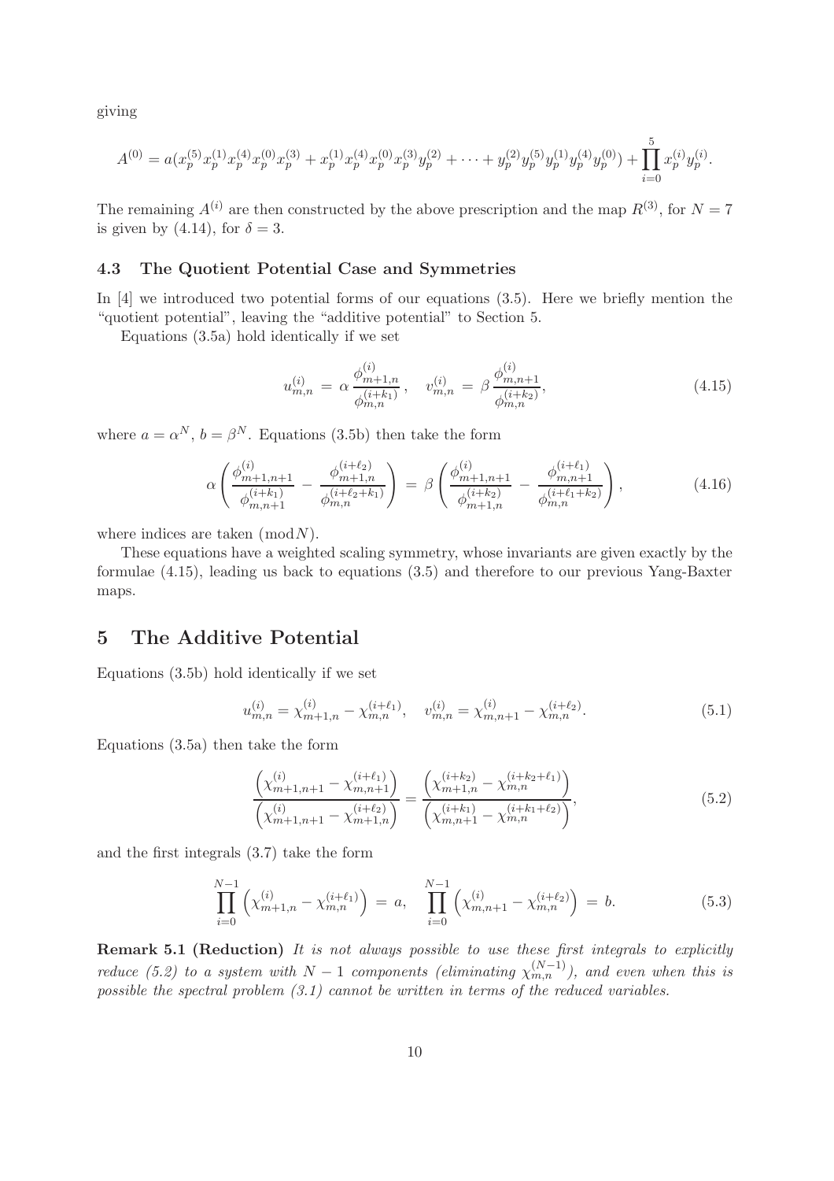giving

$$A^{(0)} = a(x_p^{(5)}x_p^{(1)}x_p^{(4)}x_p^{(0)}x_p^{(3)} + x_p^{(1)}x_p^{(4)}x_p^{(0)}x_p^{(3)}y_p^{(2)} + \cdots + y_p^{(2)}y_p^{(5)}y_p^{(1)}y_p^{(4)}y_p^{(0)}) + \prod_{i=0}^{5} x_p^{(i)}y_p^{(i)}.$$

The remaining $A^{(i)}$ are then constructed by the above prescription and the map $R^{(3)}$, for $N = 7$ is given by (4.14), for $\delta = 3$.

### 4.3 The Quotient Potential Case and Symmetries

In [4] we introduced two potential forms of our equations (3.5). Here we briefly mention the "quotient potential", leaving the "additive potential" to Section 5.

Equations (3.5a) hold identically if we set

$$u_{m,n}^{(i)} = \alpha \frac{\phi_{m+1,n}^{(i)}}{\phi_{m,n}^{(i+k_1)}}, \quad v_{m,n}^{(i)} = \beta \frac{\phi_{m,n+1}^{(i)}}{\phi_{m,n}^{(i+k_2)}}, \tag{4.15}$$

where $a = \alpha^N$, $b = \beta^N$. Equations (3.5b) then take the form

$$\alpha \left( \frac{\phi_{m+1,n+1}^{(i)}}{\phi_{m,n+1}^{(i+k_1)}} - \frac{\phi_{m+1,n}^{(i+\ell_2)}}{\phi_{m,n}^{(i+\ell_2+k_1)}} \right) = \beta \left( \frac{\phi_{m+1,n+1}^{(i)}}{\phi_{m+1,n}^{(i+k_2)}} - \frac{\phi_{m,n+1}^{(i+\ell_1)}}{\phi_{m,n}^{(i+\ell_1+k_2)}} \right), \tag{4.16}$$

where indices are taken $(\text{mod} N)$.

These equations have a weighted scaling symmetry, whose invariants are given exactly by the formulae (4.15), leading us back to equations (3.5) and therefore to our previous Yang-Baxter maps.

## 5 The Additive Potential

Equations (3.5b) hold identically if we set

$$u_{m,n}^{(i)} = \chi_{m+1,n}^{(i)} - \chi_{m,n}^{(i+\ell_1)}, \quad v_{m,n}^{(i)} = \chi_{m,n+1}^{(i)} - \chi_{m,n}^{(i+\ell_2)}. \tag{5.1}$$

Equations (3.5a) then take the form

$$\frac{\left(\chi_{m+1,n+1}^{(i)} - \chi_{m,n+1}^{(i+\ell_1)}\right)}{\left(\chi_{m+1,n+1}^{(i)} - \chi_{m+1,n}^{(i+\ell_2)}\right)} = \frac{\left(\chi_{m+1,n}^{(i+k_2)} - \chi_{m,n}^{(i+k_2+\ell_1)}\right)}{\left(\chi_{m,n+1}^{(i+k_1)} - \chi_{m,n}^{(i+k_1+\ell_2)}\right)}, \tag{5.2}$$

and the first integrals (3.7) take the form

$$\prod_{i=0}^{N-1} \left(\chi_{m+1,n}^{(i)} - \chi_{m,n}^{(i+\ell_1)}\right) = a, \quad \prod_{i=0}^{N-1} \left(\chi_{m,n+1}^{(i)} - \chi_{m,n}^{(i+\ell_2)}\right) = b. \tag{5.3}$$

**Remark 5.1 (Reduction)** *It is not always possible to use these first integrals to explicitly reduce (5.2) to a system with $N-1$ components (eliminating $\chi_{m,n}^{(N-1)}$), and even when this is possible the spectral problem (3.1) cannot be written in terms of the reduced variables.*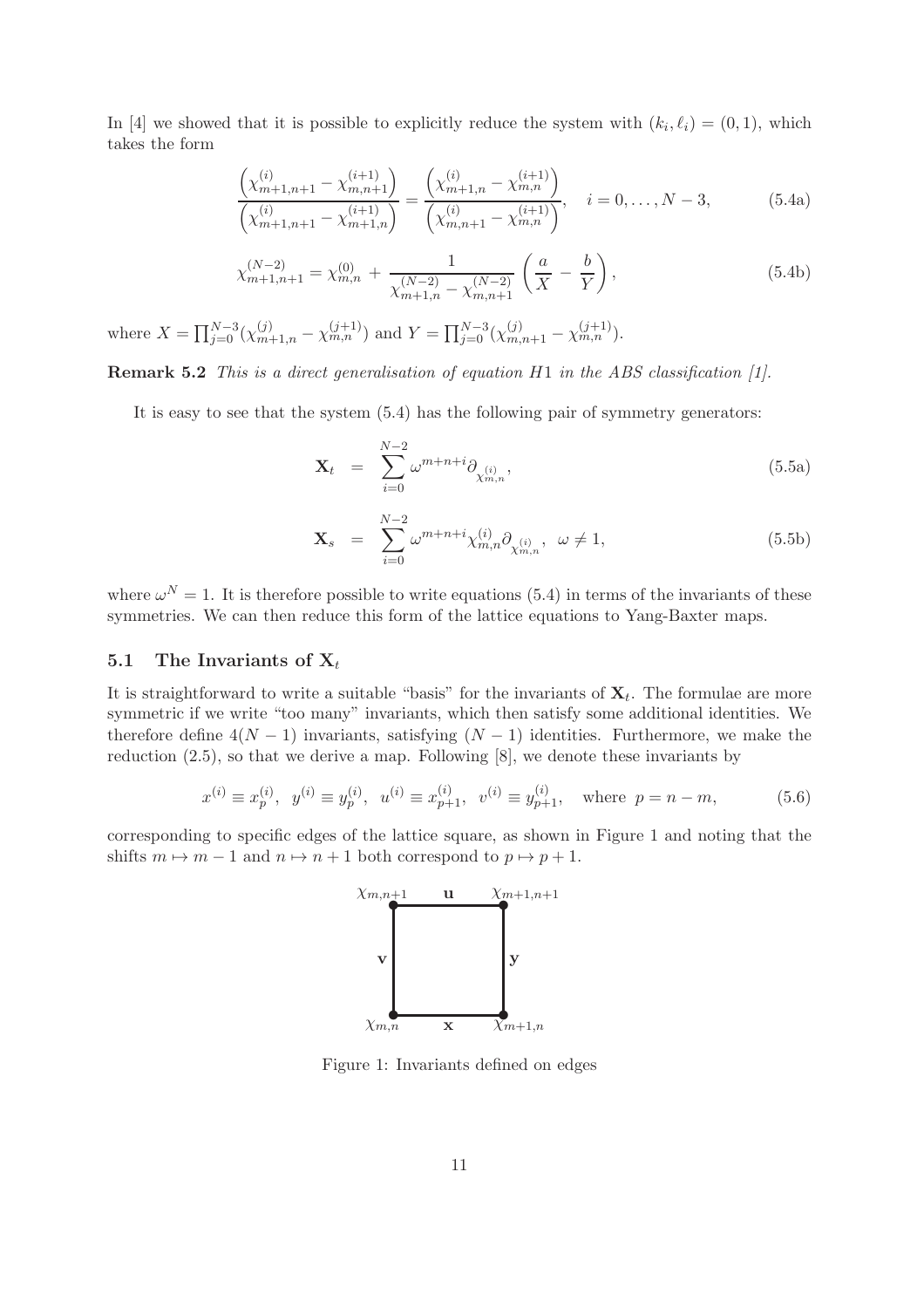In [4] we showed that it is possible to explicitly reduce the system with $(k_i, \ell_i) = (0, 1)$, which takes the form

$$\frac{\left(\chi^{(i)}_{m+1,n+1} - \chi^{(i+1)}_{m,n+1}\right)}{\left(\chi^{(i)}_{m+1,n+1} - \chi^{(i+1)}_{m+1,n}\right)} = \frac{\left(\chi^{(i)}_{m+1,n} - \chi^{(i+1)}_{m,n}\right)}{\left(\chi^{(i)}_{m,n+1} - \chi^{(i+1)}_{m,n}\right)}, \quad i = 0, \ldots, N-3, \tag{5.4a}$$

$$\chi^{(N-2)}_{m+1,n+1} = \chi^{(0)}_{m,n} + \frac{1}{\chi^{(N-2)}_{m+1,n} - \chi^{(N-2)}_{m,n+1}} \left(\frac{a}{X} - \frac{b}{Y}\right), \tag{5.4b}$$

where $X = \prod_{j=0}^{N-3}(\chi^{(j)}_{m+1,n} - \chi^{(j+1)}_{m,n})$ and $Y = \prod_{j=0}^{N-3}(\chi^{(j)}_{m,n+1} - \chi^{(j+1)}_{m,n})$.

**Remark 5.2** *This is a direct generalisation of equation H1 in the ABS classification [1].*

It is easy to see that the system (5.4) has the following pair of symmetry generators:

$$\mathbf{X}_t = \sum_{i=0}^{N-2} \omega^{m+n+i} \partial_{\chi^{(i)}_{m,n}}, \tag{5.5a}$$

$$\mathbf{X}_s = \sum_{i=0}^{N-2} \omega^{m+n+i} \chi^{(i)}_{m,n} \partial_{\chi^{(i)}_{m,n}}, \quad \omega \neq 1, \tag{5.5b}$$

where $\omega^N = 1$. It is therefore possible to write equations (5.4) in terms of the invariants of these symmetries. We can then reduce this form of the lattice equations to Yang-Baxter maps.

## 5.1 The Invariants of $\mathbf{X}_t$

It is straightforward to write a suitable "basis" for the invariants of $\mathbf{X}_t$. The formulae are more symmetric if we write "too many" invariants, which then satisfy some additional identities. We therefore define $4(N-1)$ invariants, satisfying $(N-1)$ identities. Furthermore, we make the reduction (2.5), so that we derive a map. Following [8], we denote these invariants by

$$x^{(i)} \equiv x^{(i)}_p, \;\; y^{(i)} \equiv y^{(i)}_p, \;\; u^{(i)} \equiv x^{(i)}_{p+1}, \;\; v^{(i)} \equiv y^{(i)}_{p+1}, \quad \text{where } p = n - m, \tag{5.6}$$

corresponding to specific edges of the lattice square, as shown in Figure 1 and noting that the shifts $m \mapsto m-1$ and $n \mapsto n+1$ both correspond to $p \mapsto p+1$.

Figure 1: Invariants defined on edges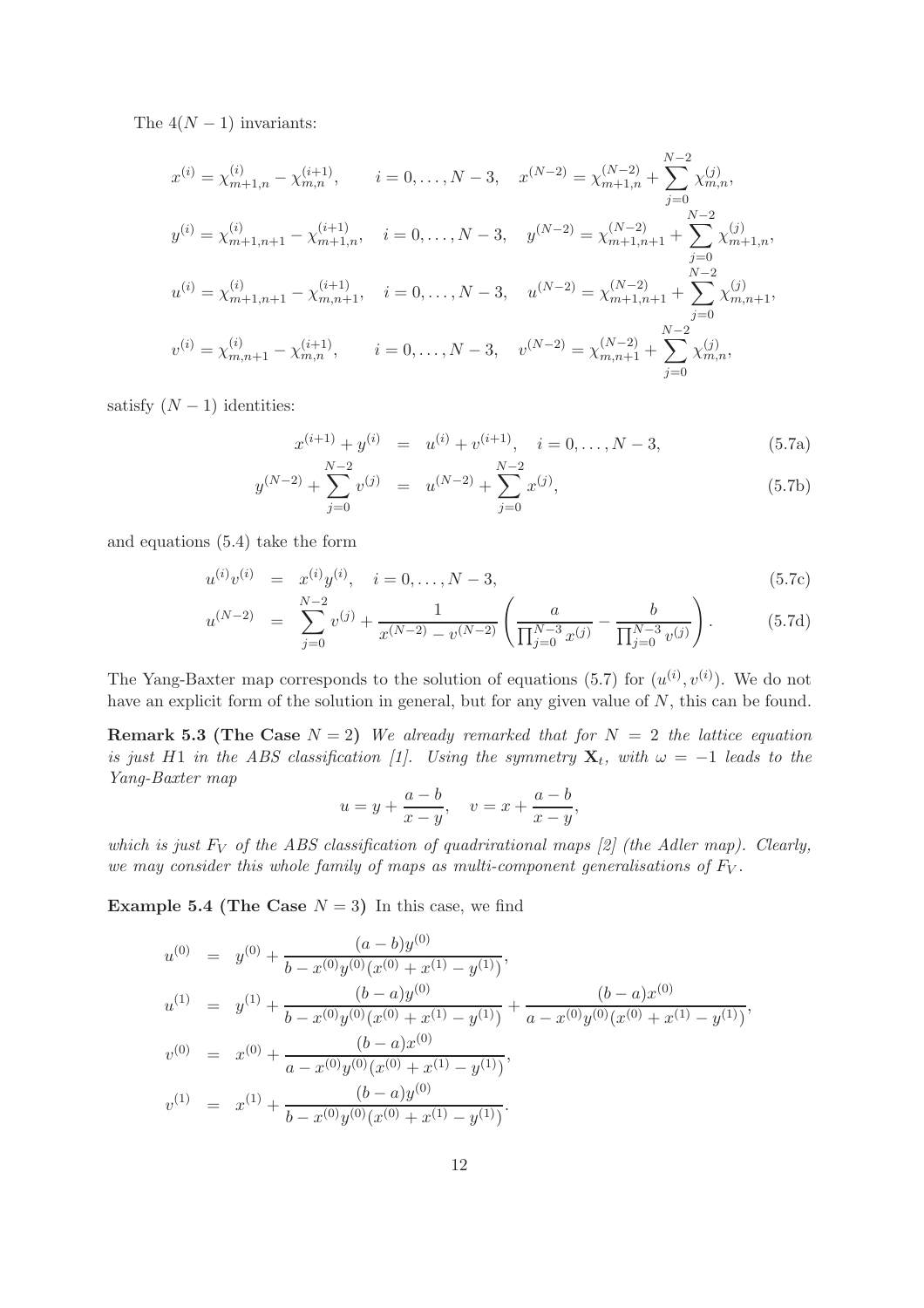The $4(N-1)$ invariants:

$$
\begin{aligned}
x^{(i)} &= \chi^{(i)}_{m+1,n} - \chi^{(i+1)}_{m,n}, \qquad i = 0,\dots,N-3, \quad x^{(N-2)} = \chi^{(N-2)}_{m+1,n} + \sum_{j=0}^{N-2} \chi^{(j)}_{m,n},\\
y^{(i)} &= \chi^{(i)}_{m+1,n+1} - \chi^{(i+1)}_{m+1,n}, \quad i = 0,\dots,N-3, \quad y^{(N-2)} = \chi^{(N-2)}_{m+1,n+1} + \sum_{j=0}^{N-2} \chi^{(j)}_{m+1,n},\\
u^{(i)} &= \chi^{(i)}_{m+1,n+1} - \chi^{(i+1)}_{m,n+1}, \quad i = 0,\dots,N-3, \quad u^{(N-2)} = \chi^{(N-2)}_{m+1,n+1} + \sum_{j=0}^{N-2} \chi^{(j)}_{m,n+1},\\
v^{(i)} &= \chi^{(i)}_{m,n+1} - \chi^{(i+1)}_{m,n}, \qquad i = 0,\dots,N-3, \quad v^{(N-2)} = \chi^{(N-2)}_{m,n+1} + \sum_{j=0}^{N-2} \chi^{(j)}_{m,n},
\end{aligned}
$$

satisfy $(N-1)$ identities:

$$
\begin{aligned}
x^{(i+1)} + y^{(i)} &= u^{(i)} + v^{(i+1)}, \quad i = 0,\dots,N-3, && \text{(5.7a)}\\
y^{(N-2)} + \sum_{j=0}^{N-2} v^{(j)} &= u^{(N-2)} + \sum_{j=0}^{N-2} x^{(j)}, && \text{(5.7b)}
\end{aligned}
$$

and equations (5.4) take the form

$$
\begin{aligned}
u^{(i)} v^{(i)} &= x^{(i)} y^{(i)}, \quad i = 0,\dots,N-3, && \text{(5.7c)}\\
u^{(N-2)} &= \sum_{j=0}^{N-2} v^{(j)} + \frac{1}{x^{(N-2)} - v^{(N-2)}} \left( \frac{a}{\prod_{j=0}^{N-3} x^{(j)}} - \frac{b}{\prod_{j=0}^{N-3} v^{(j)}} \right). && \text{(5.7d)}
\end{aligned}
$$

The Yang-Baxter map corresponds to the solution of equations (5.7) for $(u^{(i)}, v^{(i)})$. We do not have an explicit form of the solution in general, but for any given value of $N$, this can be found.

**Remark 5.3 (The Case $N = 2$)** *We already remarked that for $N = 2$ the lattice equation is just $H1$ in the ABS classification [1]. Using the symmetry $\mathbf{X}_t$, with $\omega = -1$ leads to the Yang-Baxter map*

$$
u = y + \frac{a-b}{x-y}, \quad v = x + \frac{a-b}{x-y},
$$

*which is just $F_V$ of the ABS classification of quadrirational maps [2] (the Adler map). Clearly, we may consider this whole family of maps as multi-component generalisations of $F_V$.*

**Example 5.4 (The Case $N = 3$)** In this case, we find

$$
\begin{aligned}
u^{(0)} &= y^{(0)} + \frac{(a-b)y^{(0)}}{b - x^{(0)}y^{(0)}(x^{(0)} + x^{(1)} - y^{(1)})},\\
u^{(1)} &= y^{(1)} + \frac{(b-a)y^{(0)}}{b - x^{(0)}y^{(0)}(x^{(0)} + x^{(1)} - y^{(1)})} + \frac{(b-a)x^{(0)}}{a - x^{(0)}y^{(0)}(x^{(0)} + x^{(1)} - y^{(1)})},\\
v^{(0)} &= x^{(0)} + \frac{(b-a)x^{(0)}}{a - x^{(0)}y^{(0)}(x^{(0)} + x^{(1)} - y^{(1)})},\\
v^{(1)} &= x^{(1)} + \frac{(b-a)y^{(0)}}{b - x^{(0)}y^{(0)}(x^{(0)} + x^{(1)} - y^{(1)})}.
\end{aligned}
$$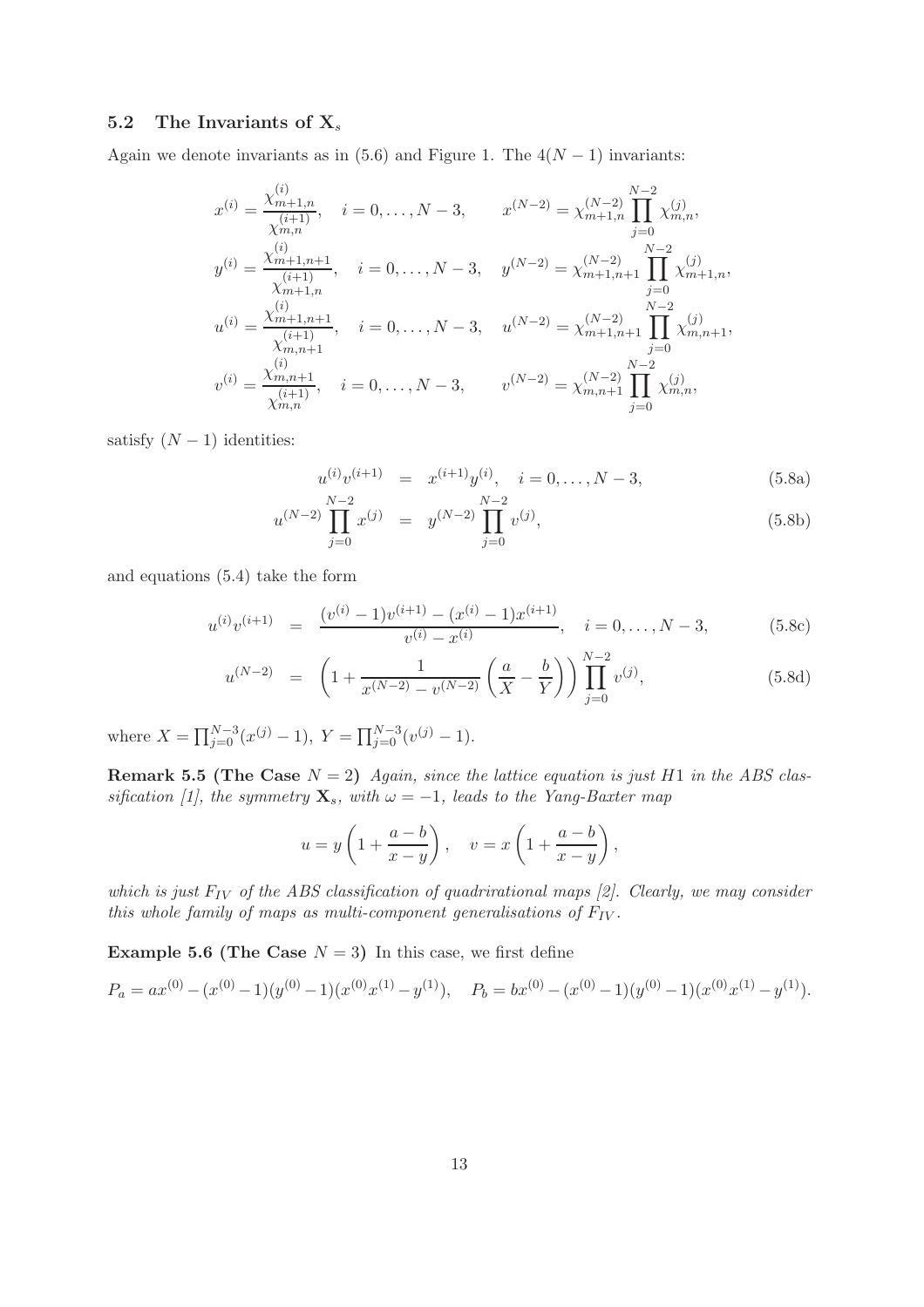### 5.2 The Invariants of $\mathbf{X}_s$

Again we denote invariants as in (5.6) and Figure 1. The $4(N-1)$ invariants:

$$
\begin{aligned}
x^{(i)} &= \frac{\chi^{(i)}_{m+1,n}}{\chi^{(i+1)}_{m,n}}, \quad i=0,\dots,N-3, \qquad x^{(N-2)} = \chi^{(N-2)}_{m+1,n}\prod_{j=0}^{N-2}\chi^{(j)}_{m,n},\\
y^{(i)} &= \frac{\chi^{(i)}_{m+1,n+1}}{\chi^{(i+1)}_{m+1,n}}, \quad i=0,\dots,N-3, \quad y^{(N-2)} = \chi^{(N-2)}_{m+1,n+1}\prod_{j=0}^{N-2}\chi^{(j)}_{m+1,n},\\
u^{(i)} &= \frac{\chi^{(i)}_{m+1,n+1}}{\chi^{(i+1)}_{m,n+1}}, \quad i=0,\dots,N-3, \quad u^{(N-2)} = \chi^{(N-2)}_{m+1,n+1}\prod_{j=0}^{N-2}\chi^{(j)}_{m,n+1},\\
v^{(i)} &= \frac{\chi^{(i)}_{m,n+1}}{\chi^{(i+1)}_{m,n}}, \quad i=0,\dots,N-3, \qquad v^{(N-2)} = \chi^{(N-2)}_{m,n+1}\prod_{j=0}^{N-2}\chi^{(j)}_{m,n},
\end{aligned}
$$

satisfy $(N-1)$ identities:

$$
u^{(i)}v^{(i+1)} = x^{(i+1)}y^{(i)}, \quad i=0,\dots,N-3, \tag{5.8a}
$$

$$
u^{(N-2)}\prod_{j=0}^{N-2}x^{(j)} = y^{(N-2)}\prod_{j=0}^{N-2}v^{(j)}, \tag{5.8b}
$$

and equations (5.4) take the form

$$
u^{(i)}v^{(i+1)} = \frac{(v^{(i)}-1)v^{(i+1)}-(x^{(i)}-1)x^{(i+1)}}{v^{(i)}-x^{(i)}}, \quad i=0,\dots,N-3, \tag{5.8c}
$$

$$
u^{(N-2)} = \left(1+\frac{1}{x^{(N-2)}-v^{(N-2)}}\left(\frac{a}{X}-\frac{b}{Y}\right)\right)\prod_{j=0}^{N-2}v^{(j)}, \tag{5.8d}
$$

where $X=\prod_{j=0}^{N-3}(x^{(j)}-1)$, $Y=\prod_{j=0}^{N-3}(v^{(j)}-1)$.

**Remark 5.5 (The Case $N=2$)** *Again, since the lattice equation is just $H1$ in the ABS classification [1], the symmetry $\mathbf{X}_s$, with $\omega=-1$, leads to the Yang-Baxter map*

$$
u = y\left(1+\frac{a-b}{x-y}\right), \quad v = x\left(1+\frac{a-b}{x-y}\right),
$$

*which is just $F_{IV}$ of the ABS classification of quadrirational maps [2]. Clearly, we may consider this whole family of maps as multi-component generalisations of $F_{IV}$.*

**Example 5.6 (The Case $N=3$)** In this case, we first define

$$
P_a = ax^{(0)}-(x^{(0)}-1)(y^{(0)}-1)(x^{(0)}x^{(1)}-y^{(1)}), \quad P_b = bx^{(0)}-(x^{(0)}-1)(y^{(0)}-1)(x^{(0)}x^{(1)}-y^{(1)}).
$$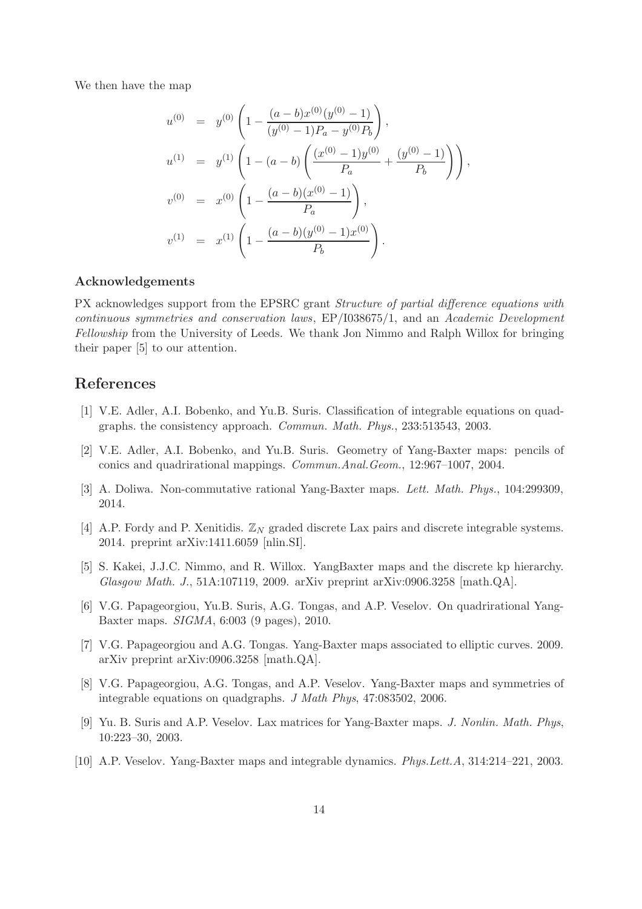We then have the map

$$
\begin{aligned}
u^{(0)} &= y^{(0)}\left(1-\frac{(a-b)x^{(0)}(y^{(0)}-1)}{(y^{(0)}-1)P_a-y^{(0)}P_b}\right),\\
u^{(1)} &= y^{(1)}\left(1-(a-b)\left(\frac{(x^{(0)}-1)y^{(0)}}{P_a}+\frac{(y^{(0)}-1)}{P_b}\right)\right),\\
v^{(0)} &= x^{(0)}\left(1-\frac{(a-b)(x^{(0)}-1)}{P_a}\right),\\
v^{(1)} &= x^{(1)}\left(1-\frac{(a-b)(y^{(0)}-1)x^{(0)}}{P_b}\right).
\end{aligned}
$$

### Acknowledgements

PX acknowledges support from the EPSRC grant *Structure of partial difference equations with continuous symmetries and conservation laws*, EP/I038675/1, and an *Academic Development Fellowship* from the University of Leeds. We thank Jon Nimmo and Ralph Willox for bringing their paper [5] to our attention.

## References

[1] V.E. Adler, A.I. Bobenko, and Yu.B. Suris. Classification of integrable equations on quad-graphs. the consistency approach. *Commun. Math. Phys.*, 233:513543, 2003.

[2] V.E. Adler, A.I. Bobenko, and Yu.B. Suris. Geometry of Yang-Baxter maps: pencils of conics and quadrirational mappings. *Commun.Anal.Geom.*, 12:967–1007, 2004.

[3] A. Doliwa. Non-commutative rational Yang-Baxter maps. *Lett. Math. Phys.*, 104:299309, 2014.

[4] A.P. Fordy and P. Xenitidis. $\mathbb{Z}_N$ graded discrete Lax pairs and discrete integrable systems. 2014. preprint arXiv:1411.6059 [nlin.SI].

[5] S. Kakei, J.J.C. Nimmo, and R. Willox. YangBaxter maps and the discrete kp hierarchy. *Glasgow Math. J.*, 51A:107119, 2009. arXiv preprint arXiv:0906.3258 [math.QA].

[6] V.G. Papageorgiou, Yu.B. Suris, A.G. Tongas, and A.P. Veselov. On quadrirational Yang-Baxter maps. *SIGMA*, 6:003 (9 pages), 2010.

[7] V.G. Papageorgiou and A.G. Tongas. Yang-Baxter maps associated to elliptic curves. 2009. arXiv preprint arXiv:0906.3258 [math.QA].

[8] V.G. Papageorgiou, A.G. Tongas, and A.P. Veselov. Yang-Baxter maps and symmetries of integrable equations on quadgraphs. *J Math Phys*, 47:083502, 2006.

[9] Yu. B. Suris and A.P. Veselov. Lax matrices for Yang-Baxter maps. *J. Nonlin. Math. Phys*, 10:223–30, 2003.

[10] A.P. Veselov. Yang-Baxter maps and integrable dynamics. *Phys.Lett.A*, 314:214–221, 2003.